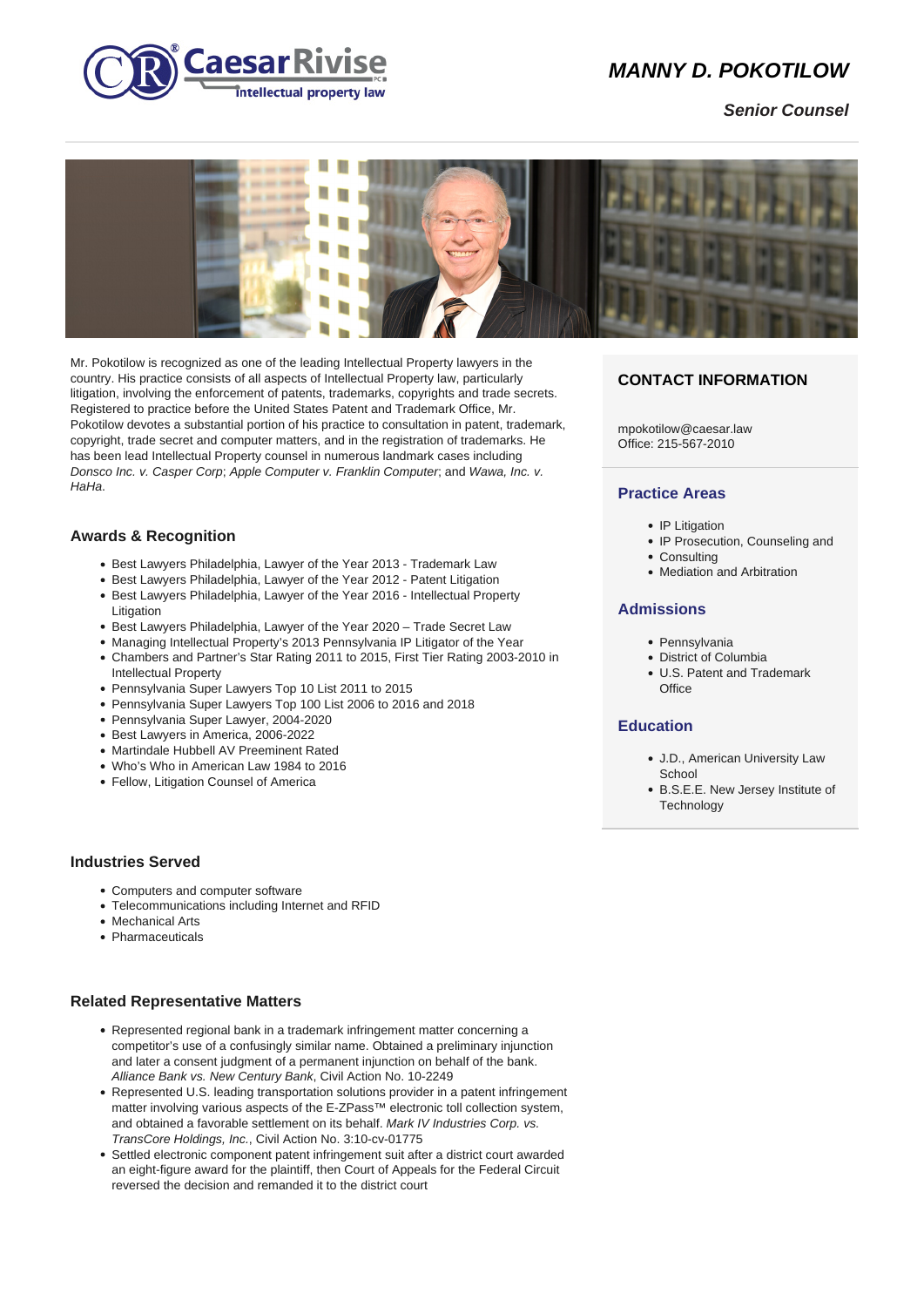# MANNY D. POKOTILOW

**Senior Counsel**

Mr. Pokotilow is recognized as one of the leading Intellectual Property lawyers in the country. His practice consists of all aspects of Intellectual Property law, particularly litigation, involving the enforcement of patents, trademarks, copyrights and trade secrets. Registered to practice before the United States Patent and Trademark Office, Mr. Pokotilow devotes a substantial portion of his practice to consultation in patent, trademark, copyright, trade secret and computer matters, and in the registration of trademarks. He has been lead Intellectual Property counsel in numerous landmark cases including *Donsco Inc. v. Casper Corp*; *Apple Computer v. Franklin Computer*; and *Wawa, Inc. v. HaHa*.

### Awards & Recognition

- Best Lawyers Philadelphia, Lawyer of the Year 2013 - Trademark Law
- Best Lawyers Philadelphia, Lawyer of the Year 2012 - Patent Litigation
- Best Lawyers Philadelphia, Lawyer of the Year 2016 - Intellectual Property Litigation
- Best Lawyers Philadelphia, Lawyer of the Year 2020 – Trade Secret Law
- Managing Intellectual Property's 2013 Pennsylvania IP Litigator of the Year
- Chambers and Partner's Star Rating 2011 to 2015, First Tier Rating 2003-2010 in Intellectual Property
- Pennsylvania Super Lawyers Top 10 List 2011 to 2015
- Pennsylvania Super Lawyers Top 100 List 2006 to 2016 and 2018
- Pennsylvania Super Lawyer, 2004-2020
- Best Lawyers in America, 2006-2022
- Martindale Hubbell AV Preeminent Rated
- Who's Who in American Law 1984 to 2016
- Fellow, Litigation Counsel of America

### Industries Served

- Computers and computer software
- Telecommunications including Internet and RFID
- Mechanical Arts
- Pharmaceuticals

### Related Representative Matters

- Represented regional bank in a trademark infringement matter concerning a competitor's use of a confusingly similar name. Obtained a preliminary injunction and later a consent judgment of a permanent injunction on behalf of the bank. *Alliance Bank vs. New Century Bank*, Civil Action No. 10-2249
- Represented U.S. leading transportation solutions provider in a patent infringement matter involving various aspects of the E-ZPass™ electronic toll collection system, and obtained a favorable settlement on its behalf. *Mark IV Industries Corp. vs. TransCore Holdings, Inc.*, Civil Action No. 3:10-cv-01775
- Settled electronic component patent infringement suit after a district court awarded an eight-figure award for the plaintiff, then Court of Appeals for the Federal Circuit reversed the decision and remanded it to the district court

### CONTACT INFORMATION

mpokotilow@caesar.law
Office: 215-567-2010

### Practice Areas

- IP Litigation
- IP Prosecution, Counseling and
- Consulting
- Mediation and Arbitration

### Admissions

- Pennsylvania
- District of Columbia
- U.S. Patent and Trademark Office

### Education

- J.D., American University Law School
- B.S.E.E. New Jersey Institute of Technology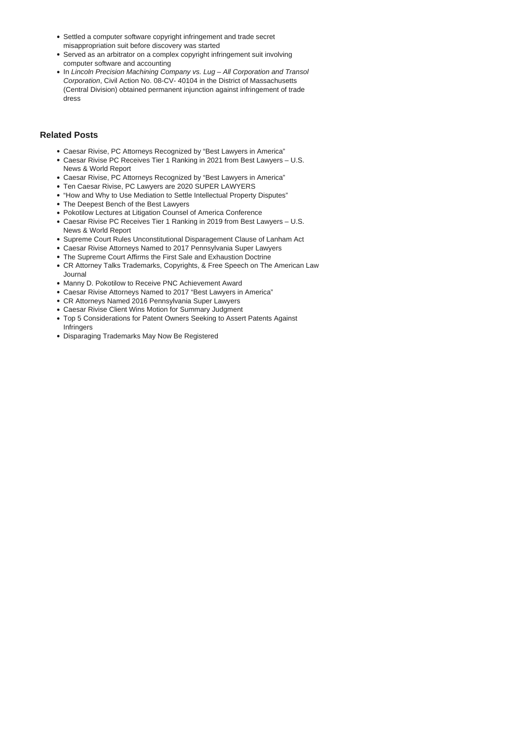- Settled a computer software copyright infringement and trade secret misappropriation suit before discovery was started
- Served as an arbitrator on a complex copyright infringement suit involving computer software and accounting
- In *Lincoln Precision Machining Company vs. Lug – All Corporation and Transol Corporation*, Civil Action No. 08-CV- 40104 in the District of Massachusetts (Central Division) obtained permanent injunction against infringement of trade dress

### Related Posts

- Caesar Rivise, PC Attorneys Recognized by "Best Lawyers in America"
- Caesar Rivise PC Receives Tier 1 Ranking in 2021 from Best Lawyers – U.S. News & World Report
- Caesar Rivise, PC Attorneys Recognized by "Best Lawyers in America"
- Ten Caesar Rivise, PC Lawyers are 2020 SUPER LAWYERS
- "How and Why to Use Mediation to Settle Intellectual Property Disputes"
- The Deepest Bench of the Best Lawyers
- Pokotilow Lectures at Litigation Counsel of America Conference
- Caesar Rivise PC Receives Tier 1 Ranking in 2019 from Best Lawyers – U.S. News & World Report
- Supreme Court Rules Unconstitutional Disparagement Clause of Lanham Act
- Caesar Rivise Attorneys Named to 2017 Pennsylvania Super Lawyers
- The Supreme Court Affirms the First Sale and Exhaustion Doctrine
- CR Attorney Talks Trademarks, Copyrights, & Free Speech on The American Law Journal
- Manny D. Pokotilow to Receive PNC Achievement Award
- Caesar Rivise Attorneys Named to 2017 "Best Lawyers in America"
- CR Attorneys Named 2016 Pennsylvania Super Lawyers
- Caesar Rivise Client Wins Motion for Summary Judgment
- Top 5 Considerations for Patent Owners Seeking to Assert Patents Against Infringers
- Disparaging Trademarks May Now Be Registered